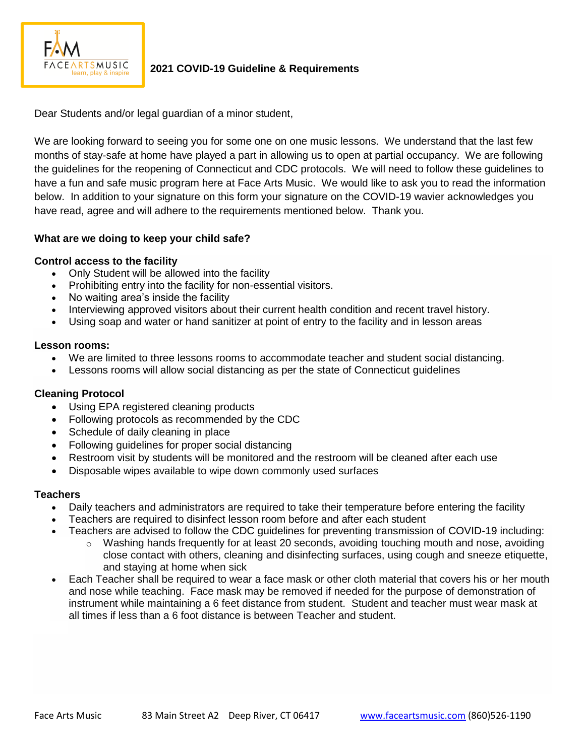# 2021 COVID-19 Guideline & Requirements

Dear Students and/or legal guardian of a minor student,

We are looking forward to seeing you for some one on one music lessons. We understand that the last few months of stay-safe at home have played a part in allowing us to open at partial occupancy. We are following the guidelines for the reopening of Connecticut and CDC protocols. We will need to follow these guidelines to have a fun and safe music program here at Face Arts Music. We would like to ask you to read the information below. In addition to your signature on this form your signature on the COVID-19 wavier acknowledges you have read, agree and will adhere to the requirements mentioned below. Thank you.

**What are we doing to keep your child safe?**

**Control access to the facility**

- Only Student will be allowed into the facility
- Prohibiting entry into the facility for non-essential visitors.
- No waiting area's inside the facility
- Interviewing approved visitors about their current health condition and recent travel history.
- Using soap and water or hand sanitizer at point of entry to the facility and in lesson areas

**Lesson rooms:**

- We are limited to three lessons rooms to accommodate teacher and student social distancing.
- Lessons rooms will allow social distancing as per the state of Connecticut guidelines

**Cleaning Protocol**

- Using EPA registered cleaning products
- Following protocols as recommended by the CDC
- Schedule of daily cleaning in place
- Following guidelines for proper social distancing
- Restroom visit by students will be monitored and the restroom will be cleaned after each use
- Disposable wipes available to wipe down commonly used surfaces

**Teachers**

- Daily teachers and administrators are required to take their temperature before entering the facility
- Teachers are required to disinfect lesson room before and after each student
- Teachers are advised to follow the CDC guidelines for preventing transmission of COVID-19 including:
  - Washing hands frequently for at least 20 seconds, avoiding touching mouth and nose, avoiding close contact with others, cleaning and disinfecting surfaces, using cough and sneeze etiquette, and staying at home when sick
- Each Teacher shall be required to wear a face mask or other cloth material that covers his or her mouth and nose while teaching. Face mask may be removed if needed for the purpose of demonstration of instrument while maintaining a 6 feet distance from student. Student and teacher must wear mask at all times if less than a 6 foot distance is between Teacher and student.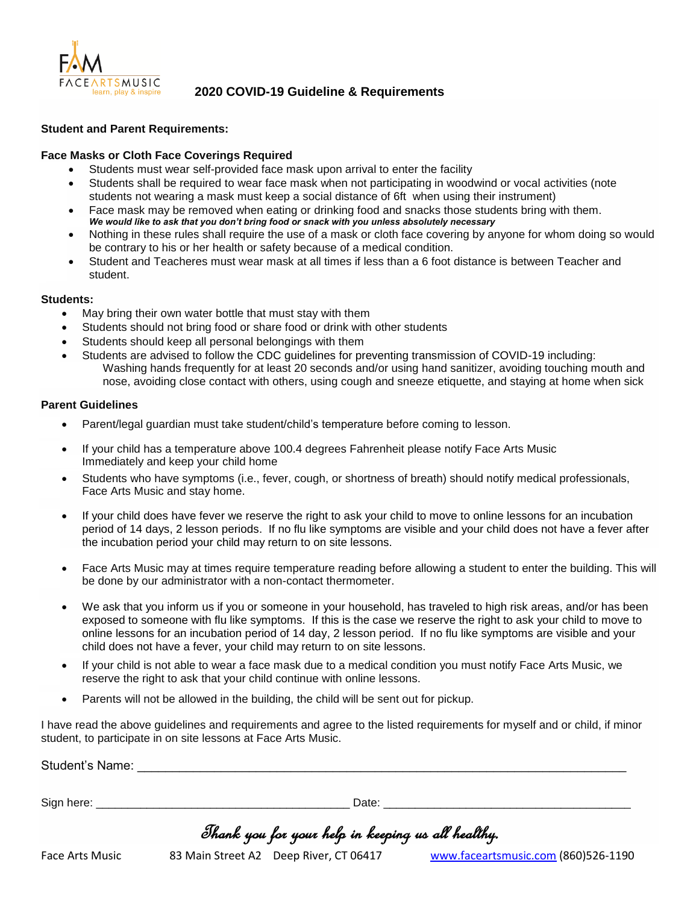FACEARTSMUSIC
learn, play & inspire

# 2020 COVID-19 Guideline & Requirements

**Student and Parent Requirements:**

**Face Masks or Cloth Face Coverings Required**

- Students must wear self-provided face mask upon arrival to enter the facility
- Students shall be required to wear face mask when not participating in woodwind or vocal activities (note students not wearing a mask must keep a social distance of 6ft when using their instrument)
- Face mask may be removed when eating or drinking food and snacks those students bring with them.
  ***We would like to ask that you don't bring food or snack with you unless absolutely necessary***
- Nothing in these rules shall require the use of a mask or cloth face covering by anyone for whom doing so would be contrary to his or her health or safety because of a medical condition.
- Student and Teacheres must wear mask at all times if less than a 6 foot distance is between Teacher and student.

**Students:**

- May bring their own water bottle that must stay with them
- Students should not bring food or share food or drink with other students
- Students should keep all personal belongings with them
- Students are advised to follow the CDC guidelines for preventing transmission of COVID-19 including:
  Washing hands frequently for at least 20 seconds and/or using hand sanitizer, avoiding touching mouth and nose, avoiding close contact with others, using cough and sneeze etiquette, and staying at home when sick

**Parent Guidelines**

- Parent/legal guardian must take student/child's temperature before coming to lesson.
- If your child has a temperature above 100.4 degrees Fahrenheit please notify Face Arts Music Immediately and keep your child home
- Students who have symptoms (i.e., fever, cough, or shortness of breath) should notify medical professionals, Face Arts Music and stay home.
- If your child does have fever we reserve the right to ask your child to move to online lessons for an incubation period of 14 days, 2 lesson periods. If no flu like symptoms are visible and your child does not have a fever after the incubation period your child may return to on site lessons.
- Face Arts Music may at times require temperature reading before allowing a student to enter the building. This will be done by our administrator with a non-contact thermometer.
- We ask that you inform us if you or someone in your household, has traveled to high risk areas, and/or has been exposed to someone with flu like symptoms. If this is the case we reserve the right to ask your child to move to online lessons for an incubation period of 14 day, 2 lesson period. If no flu like symptoms are visible and your child does not have a fever, your child may return to on site lessons.
- If your child is not able to wear a face mask due to a medical condition you must notify Face Arts Music, we reserve the right to ask that your child continue with online lessons.
- Parents will not be allowed in the building, the child will be sent out for pickup.

I have read the above guidelines and requirements and agree to the listed requirements for myself and or child, if minor student, to participate in on site lessons at Face Arts Music.

Student's Name: ______________________________________________________________

Sign here: ______________________________________ Date: ____________________________________

*Thank you for your help in keeping us all healthy.*

Face Arts Music    83 Main Street A2    Deep River, CT 06417    www.faceartsmusic.com (860)526-1190